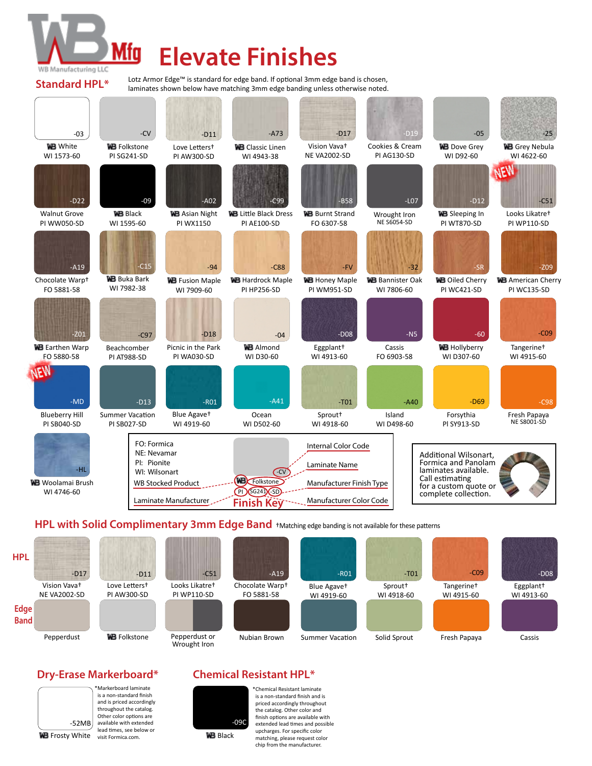# Elevate Finishes

WB Mfg — WB Manufacturing LLC

## Standard HPL*

Lotz Armor Edge™ is standard for edge band. If optional 3mm edge band is chosen, laminates shown below have matching 3mm edge banding unless otherwise noted.

| Code | Name | Manufacturer Finish |
|---|---|---|
| -03 | WB White | WI 1573-60 |
| -CV | WB Folkstone | PI SG241-SD |
| -D11 | Love Letters† | PI AW300-SD |
| -A73 | WB Classic Linen | WI 4943-38 |
| -D17 | Vision Vava† | NE VA2002-SD |
| -D19 | Cookies & Cream | PI AG130-SD |
| -05 | WB Dove Grey | WI D92-60 |
| -25 | WB Grey Nebula | WI 4622-60 |
| -D22 | Walnut Grove | PI WW050-SD |
| -09 | WB Black | WI 1595-60 |
| -A02 | WB Asian Night | PI WX1150 |
| -C99 | WB Little Black Dress | PI AE100-SD |
| -B58 | WB Burnt Strand | FO 6307-58 |
| -L07 | Wrought Iron | NE S6054-SD |
| -D12 | WB Sleeping In | PI WT870-SD |
| -C51 | Looks Likatre† (NEW) | PI WP110-SD |
| -A19 | Chocolate Warp† | FO 5881-58 |
| -C15 | WB Buka Bark | WI 7982-38 |
| -94 | WB Fusion Maple | WI 7909-60 |
| -C88 | WB Hardrock Maple | PI HP256-SD |
| -FV | WB Honey Maple | PI WM951-SD |
| -32 | WB Bannister Oak | WI 7806-60 |
| -SR | WB Oiled Cherry | PI WC421-SD |
| -Z09 | WB American Cherry | PI WC135-SD |
| -Z01 | WB Earthen Warp | FO 5880-58 |
| -C97 | Beachcomber | PI AT988-SD |
| -D18 | Picnic in the Park | PI WA030-SD |
| -04 | WB Almond | WI D30-60 |
| -D08 | Eggplant† | WI 4913-60 |
| -N5 | Cassis | FO 6903-58 |
| -60 | WB Hollyberry | WI D307-60 |
| -C09 | Tangerine† | WI 4915-60 |
| -MD | Blueberry Hill (NEW) | PI SB040-SD |
| -D13 | Summer Vacation | PI SB027-SD |
| -R01 | Blue Agave† | WI 4919-60 |
| -A41 | Ocean | WI D502-60 |
| -T01 | Sprout† | WI 4918-60 |
| -A40 | Island | WI D498-60 |
| -D69 | Forsythia | PI SY913-SD |
| -C98 | Fresh Papaya | NE S8001-SD |
| -HL | WB Woolamai Brush | WI 4746-60 |

**Finish Key**

- FO: Formica
- NE: Nevamar
- PI: Pionite
- WI: Wilsonart

Example: WB Folkstone, -CV, PI SG241-SD
- -CV: Internal Color Code
- Folkstone: Laminate Name
- WB: WB Stocked Product
- SD: Manufacturer Finish Type
- PI: Laminate Manufacturer
- SG241: Manufacturer Color Code

Additional Wilsonart, Formica and Panolam laminates available. Call estimating for a custom quote or complete collection.

## HPL with Solid Complimentary 3mm Edge Band

†Matching edge banding is not available for these patterns

| HPL Code | HPL | Manufacturer Finish | Edge Band |
|---|---|---|---|
| -D17 | Vision Vava† | NE VA2002-SD | Pepperdust |
| -D11 | Love Letters† | PI AW300-SD | WB Folkstone |
| -C51 | Looks Likatre† | PI WP110-SD | Pepperdust or Wrought Iron |
| -A19 | Chocolate Warp† | FO 5881-58 | Nubian Brown |
| -R01 | Blue Agave† | WI 4919-60 | Summer Vacation |
| -T01 | Sprout† | WI 4918-60 | Solid Sprout |
| -C09 | Tangerine† | WI 4915-60 | Fresh Papaya |
| -D08 | Eggplant† | WI 4913-60 | Cassis |

## Dry-Erase Markerboard*

-52MB — WB Frosty White

*Markerboard laminate is a non-standard finish and is priced accordingly throughout the catalog. Other color options are available with extended lead times, see below or visit Formica.com.

## Chemical Resistant HPL*

-09C — WB Black

*Chemical Resistant laminate is a non-standard finish and is priced accordingly throughout the catalog. Other color and finish options are available with extended lead times and possible upcharges. For specific color matching, please request color chip from the manufacturer.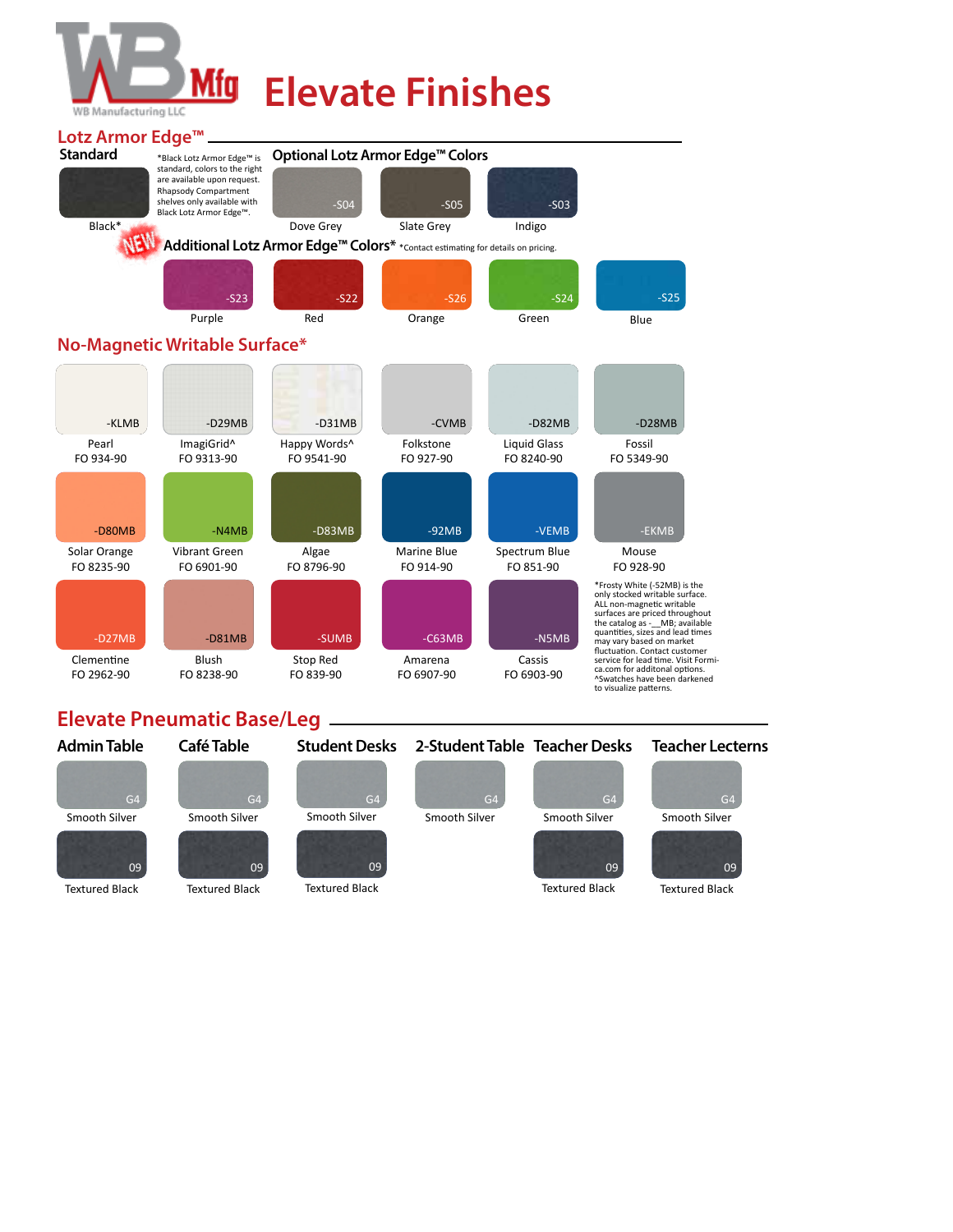WB Mfg
WB Manufacturing LLC

# Elevate Finishes

## Lotz Armor Edge™

### Standard

*Black Lotz Armor Edge™ is standard, colors to the right are available upon request. Rhapsody Compartment shelves only available with Black Lotz Armor Edge™.

Black*

### Optional Lotz Armor Edge™ Colors

| Code | Color |
|---|---|
| -S04 | Dove Grey |
| -S05 | Slate Grey |
| -S03 | Indigo |

### NEW Additional Lotz Armor Edge™ Colors*

*Contact estimating for details on pricing.

| Code | Color |
|---|---|
| -S23 | Purple |
| -S22 | Red |
| -S26 | Orange |
| -S24 | Green |
| -S25 | Blue |

## No-Magnetic Writable Surface*

| Code | Name | FO |
|---|---|---|
| -KLMB | Pearl | FO 934-90 |
| -D29MB | ImagiGrid^ | FO 9313-90 |
| -D31MB | Happy Words^ | FO 9541-90 |
| -CVMB | Folkstone | FO 927-90 |
| -D82MB | Liquid Glass | FO 8240-90 |
| -D28MB | Fossil | FO 5349-90 |
| -D80MB | Solar Orange | FO 8235-90 |
| -N4MB | Vibrant Green | FO 6901-90 |
| -D83MB | Algae | FO 8796-90 |
| -92MB | Marine Blue | FO 914-90 |
| -VEMB | Spectrum Blue | FO 851-90 |
| -EKMB | Mouse | FO 928-90 |
| -D27MB | Clementine | FO 2962-90 |
| -D81MB | Blush | FO 8238-90 |
| -SUMB | Stop Red | FO 839-90 |
| -C63MB | Amarena | FO 6907-90 |
| -N5MB | Cassis | FO 6903-90 |

*Frosty White (-52MB) is the only stocked writable surface. ALL non-magnetic writable surfaces are priced throughout the catalog as -__MB; available quantities, sizes and lead times may vary based on market fluctuation. Contact customer service for lead time. Visit Formica.com for additonal options.
^Swatches have been darkened to visualize patterns.

## Elevate Pneumatic Base/Leg

| Admin Table | Café Table | Student Desks | 2-Student Table | Teacher Desks | Teacher Lecterns |
|---|---|---|---|---|---|
| G4 Smooth Silver | G4 Smooth Silver | G4 Smooth Silver | G4 Smooth Silver | G4 Smooth Silver | G4 Smooth Silver |
| 09 Textured Black | 09 Textured Black | 09 Textured Black | | 09 Textured Black | 09 Textured Black |